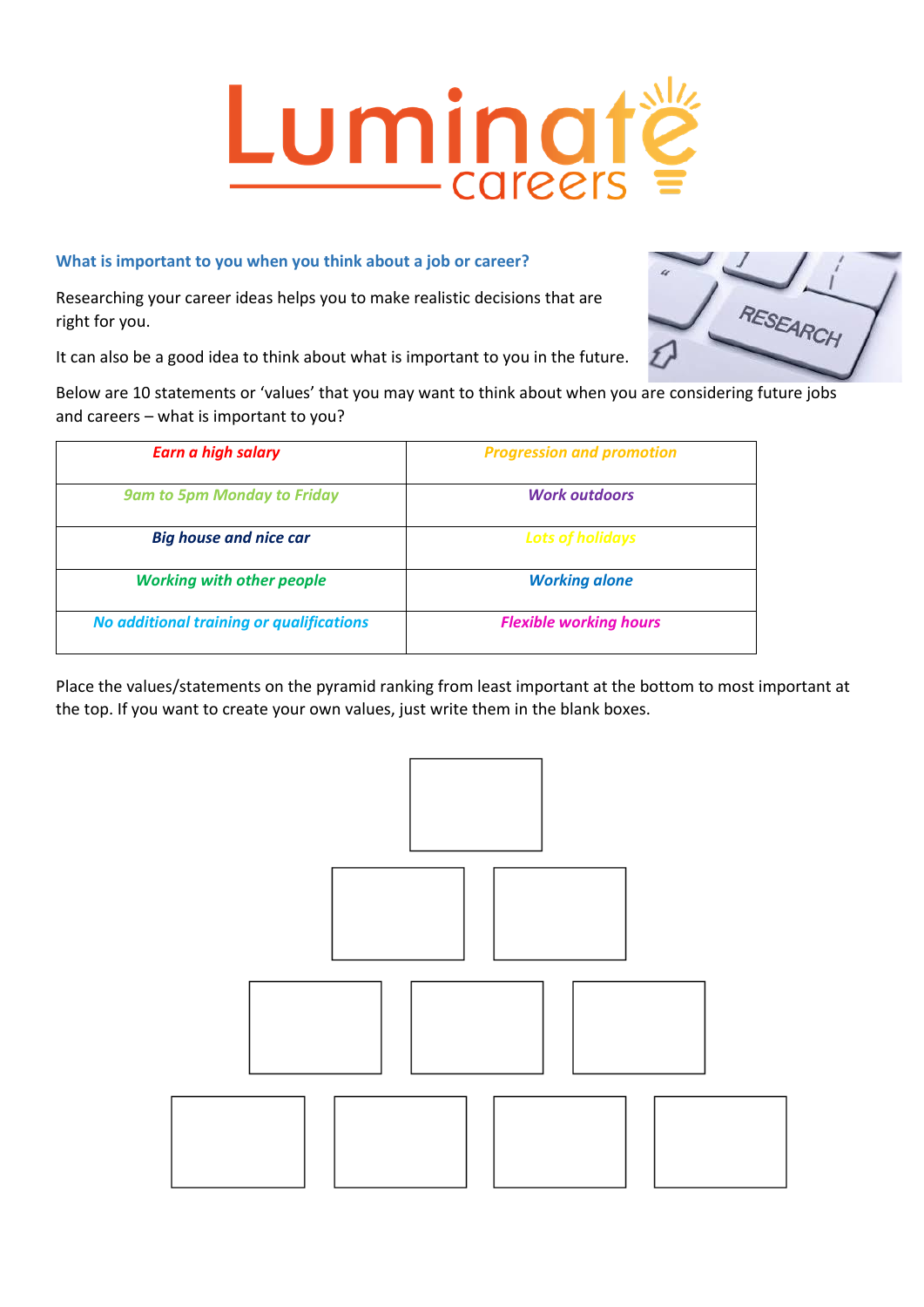# Luminate careers

### What is important to you when you think about a job or career?

Researching your career ideas helps you to make realistic decisions that are right for you.

It can also be a good idea to think about what is important to you in the future.

Below are 10 statements or 'values' that you may want to think about when you are considering future jobs and careers – what is important to you?

| | |
|---|---|
| ***Earn a high salary*** | ***Progression and promotion*** |
| ***9am to 5pm Monday to Friday*** | ***Work outdoors*** |
| ***Big house and nice car*** | ***Lots of holidays*** |
| ***Working with other people*** | ***Working alone*** |
| ***No additional training or qualifications*** | ***Flexible working hours*** |

Place the values/statements on the pyramid ranking from least important at the bottom to most important at the top. If you want to create your own values, just write them in the blank boxes.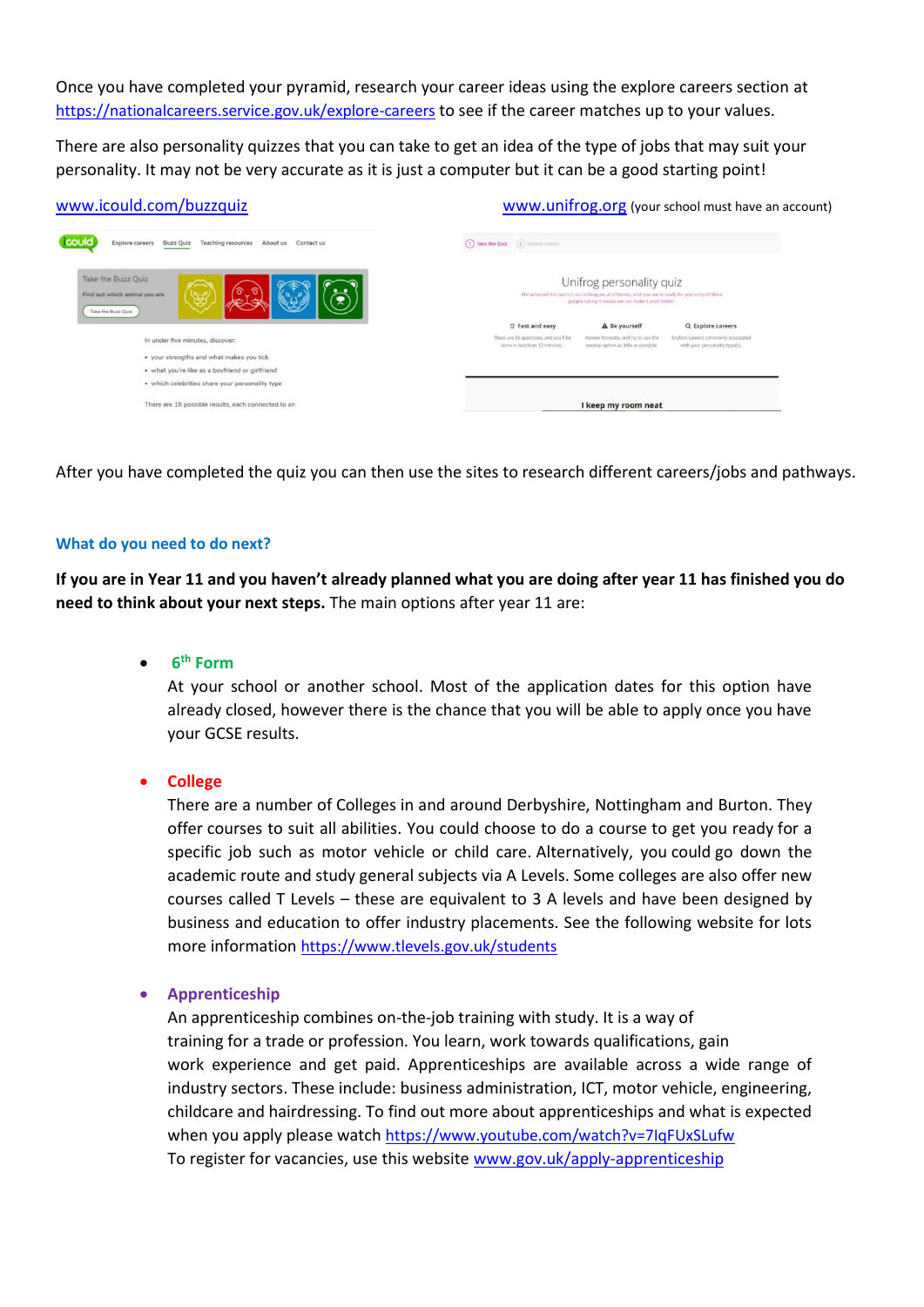Once you have completed your pyramid, research your career ideas using the explore careers section at https://nationalcareers.service.gov.uk/explore-careers to see if the career matches up to your values.

There are also personality quizzes that you can take to get an idea of the type of jobs that may suit your personality. It may not be very accurate as it is just a computer but it can be a good starting point!

www.icould.com/buzzquiz

www.unifrog.org (your school must have an account)

After you have completed the quiz you can then use the sites to research different careers/jobs and pathways.

### What do you need to do next?

**If you are in Year 11 and you haven't already planned what you are doing after year 11 has finished you do need to think about your next steps.** The main options after year 11 are:

- **6th Form**
  At your school or another school. Most of the application dates for this option have already closed, however there is the chance that you will be able to apply once you have your GCSE results.

- **College**
  There are a number of Colleges in and around Derbyshire, Nottingham and Burton. They offer courses to suit all abilities. You could choose to do a course to get you ready for a specific job such as motor vehicle or child care. Alternatively, you could go down the academic route and study general subjects via A Levels. Some colleges are also offer new courses called T Levels – these are equivalent to 3 A levels and have been designed by business and education to offer industry placements. See the following website for lots more information https://www.tlevels.gov.uk/students

- **Apprenticeship**
  An apprenticeship combines on-the-job training with study. It is a way of training for a trade or profession. You learn, work towards qualifications, gain work experience and get paid. Apprenticeships are available across a wide range of industry sectors. These include: business administration, ICT, motor vehicle, engineering, childcare and hairdressing. To find out more about apprenticeships and what is expected when you apply please watch https://www.youtube.com/watch?v=7IqFUxSLufw
  To register for vacancies, use this website www.gov.uk/apply-apprenticeship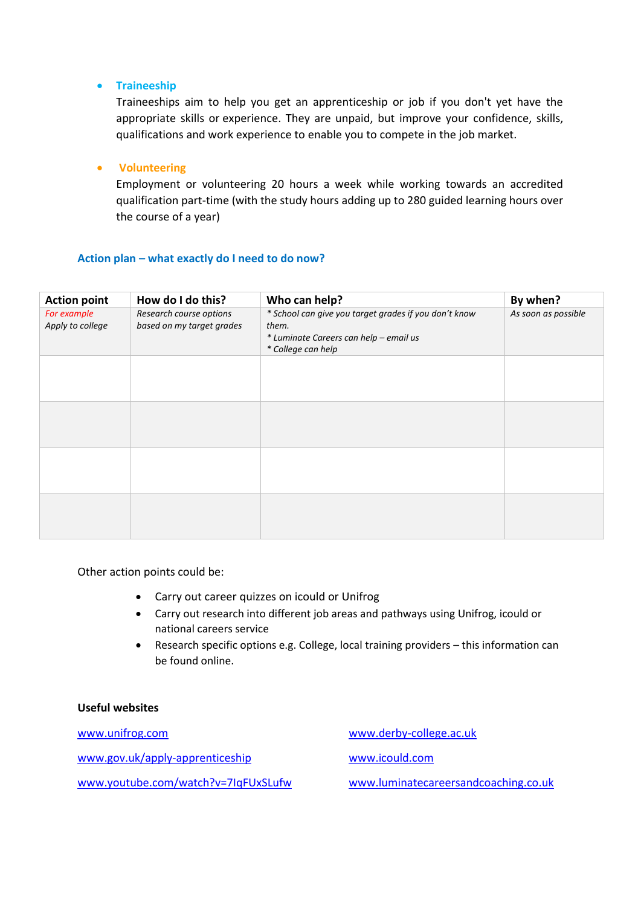- **Traineeship**
  Traineeships aim to help you get an apprenticeship or job if you don't yet have the appropriate skills or experience. They are unpaid, but improve your confidence, skills, qualifications and work experience to enable you to compete in the job market.

- **Volunteering**
  Employment or volunteering 20 hours a week while working towards an accredited qualification part-time (with the study hours adding up to 280 guided learning hours over the course of a year)

## Action plan – what exactly do I need to do now?

| Action point | How do I do this? | Who can help? | By when? |
|---|---|---|---|
| *For example* *Apply to college* | *Research course options based on my target grades* | *\* School can give you target grades if you don't know them.* *\* Luminate Careers can help – email us* *\* College can help* | *As soon as possible* |
| | | | |
| | | | |
| | | | |
| | | | |

Other action points could be:

- Carry out career quizzes on icould or Unifrog
- Carry out research into different job areas and pathways using Unifrog, icould or national careers service
- Research specific options e.g. College, local training providers – this information can be found online.

**Useful websites**

www.unifrog.com

www.gov.uk/apply-apprenticeship

www.youtube.com/watch?v=7IqFUxSLufw

www.derby-college.ac.uk

www.icould.com

www.luminatecareersandcoaching.co.uk